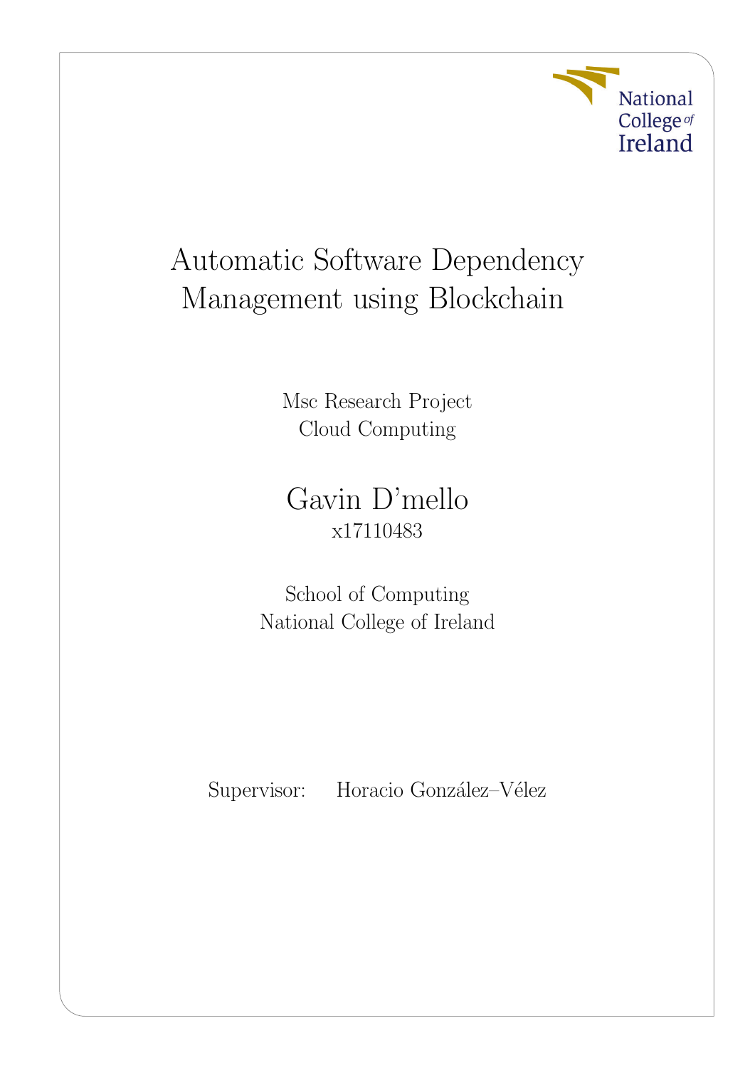# Automatic Software Dependency Management using Blockchain

Msc Research Project
Cloud Computing

Gavin D'mello
x17110483

School of Computing
National College of Ireland

Supervisor: Horacio González–Vélez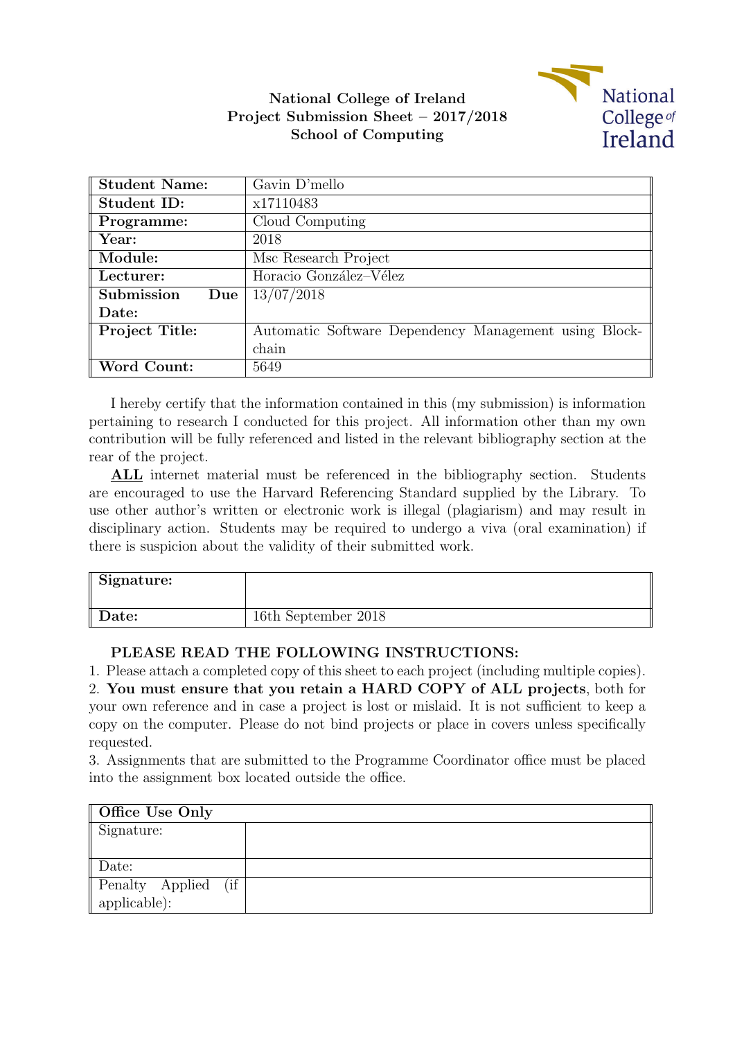**National College of Ireland**
**Project Submission Sheet – 2017/2018**
**School of Computing**

| **Student Name:** | Gavin D'mello |
|---|---|
| **Student ID:** | x17110483 |
| **Programme:** | Cloud Computing |
| **Year:** | 2018 |
| **Module:** | Msc Research Project |
| **Lecturer:** | Horacio González–Vélez |
| **Submission Due Date:** | 13/07/2018 |
| **Project Title:** | Automatic Software Dependency Management using Blockchain |
| **Word Count:** | 5649 |

I hereby certify that the information contained in this (my submission) is information pertaining to research I conducted for this project. All information other than my own contribution will be fully referenced and listed in the relevant bibliography section at the rear of the project.

**ALL** internet material must be referenced in the bibliography section. Students are encouraged to use the Harvard Referencing Standard supplied by the Library. To use other author's written or electronic work is illegal (plagiarism) and may result in disciplinary action. Students may be required to undergo a viva (oral examination) if there is suspicion about the validity of their submitted work.

| **Signature:** | |
|---|---|
| **Date:** | 16th September 2018 |

**PLEASE READ THE FOLLOWING INSTRUCTIONS:**

1. Please attach a completed copy of this sheet to each project (including multiple copies).
2. **You must ensure that you retain a HARD COPY of ALL projects**, both for your own reference and in case a project is lost or mislaid. It is not sufficient to keep a copy on the computer. Please do not bind projects or place in covers unless specifically requested.
3. Assignments that are submitted to the Programme Coordinator office must be placed into the assignment box located outside the office.

| **Office Use Only** | |
|---|---|
| Signature: | |
| Date: | |
| Penalty Applied (if applicable): | |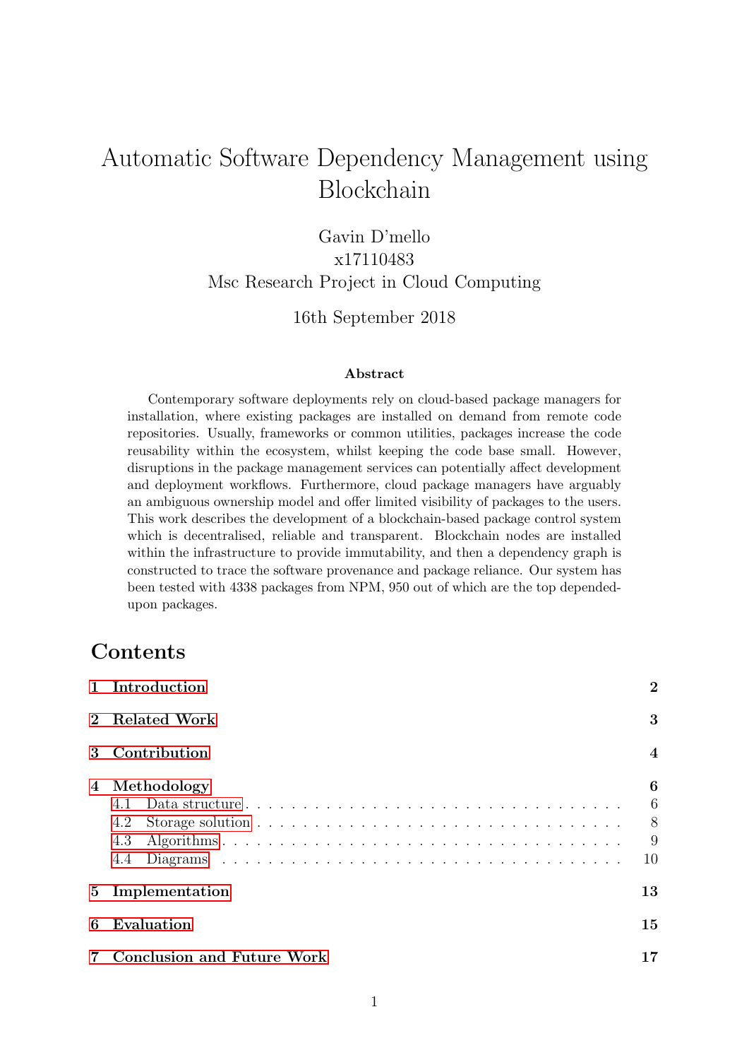# Automatic Software Dependency Management using Blockchain

Gavin D'mello
x17110483
Msc Research Project in Cloud Computing

16th September 2018

**Abstract**

Contemporary software deployments rely on cloud-based package managers for installation, where existing packages are installed on demand from remote code repositories. Usually, frameworks or common utilities, packages increase the code reusability within the ecosystem, whilst keeping the code base small. However, disruptions in the package management services can potentially affect development and deployment workflows. Furthermore, cloud package managers have arguably an ambiguous ownership model and offer limited visibility of packages to the users. This work describes the development of a blockchain-based package control system which is decentralised, reliable and transparent. Blockchain nodes are installed within the infrastructure to provide immutability, and then a dependency graph is constructed to trace the software provenance and package reliance. Our system has been tested with 4338 packages from NPM, 950 out of which are the top depended-upon packages.

## Contents

- 1 Introduction — 2
- 2 Related Work — 3
- 3 Contribution — 4
- 4 Methodology — 6
  - 4.1 Data structure — 6
  - 4.2 Storage solution — 8
  - 4.3 Algorithms — 9
  - 4.4 Diagrams — 10
- 5 Implementation — 13
- 6 Evaluation — 15
- 7 Conclusion and Future Work — 17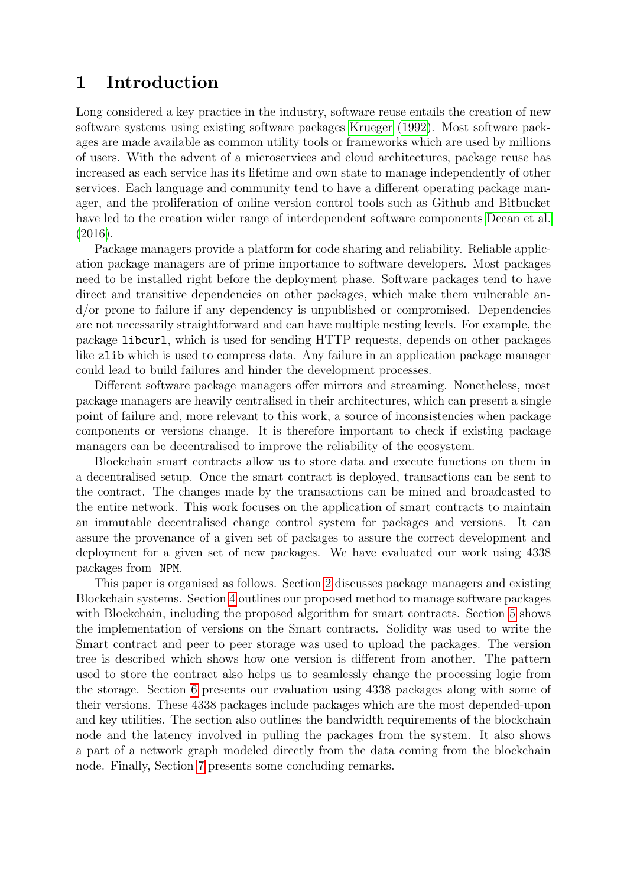# 1 Introduction

Long considered a key practice in the industry, software reuse entails the creation of new software systems using existing software packages Krueger (1992). Most software packages are made available as common utility tools or frameworks which are used by millions of users. With the advent of a microservices and cloud architectures, package reuse has increased as each service has its lifetime and own state to manage independently of other services. Each language and community tend to have a different operating package manager, and the proliferation of online version control tools such as Github and Bitbucket have led to the creation wider range of interdependent software components Decan et al. (2016).

Package managers provide a platform for code sharing and reliability. Reliable application package managers are of prime importance to software developers. Most packages need to be installed right before the deployment phase. Software packages tend to have direct and transitive dependencies on other packages, which make them vulnerable and/or prone to failure if any dependency is unpublished or compromised. Dependencies are not necessarily straightforward and can have multiple nesting levels. For example, the package `libcurl`, which is used for sending HTTP requests, depends on other packages like `zlib` which is used to compress data. Any failure in an application package manager could lead to build failures and hinder the development processes.

Different software package managers offer mirrors and streaming. Nonetheless, most package managers are heavily centralised in their architectures, which can present a single point of failure and, more relevant to this work, a source of inconsistencies when package components or versions change. It is therefore important to check if existing package managers can be decentralised to improve the reliability of the ecosystem.

Blockchain smart contracts allow us to store data and execute functions on them in a decentralised setup. Once the smart contract is deployed, transactions can be sent to the contract. The changes made by the transactions can be mined and broadcasted to the entire network. This work focuses on the application of smart contracts to maintain an immutable decentralised change control system for packages and versions. It can assure the provenance of a given set of packages to assure the correct development and deployment for a given set of new packages. We have evaluated our work using 4338 packages from `NPM`.

This paper is organised as follows. Section 2 discusses package managers and existing Blockchain systems. Section 4 outlines our proposed method to manage software packages with Blockchain, including the proposed algorithm for smart contracts. Section 5 shows the implementation of versions on the Smart contracts. Solidity was used to write the Smart contract and peer to peer storage was used to upload the packages. The version tree is described which shows how one version is different from another. The pattern used to store the contract also helps us to seamlessly change the processing logic from the storage. Section 6 presents our evaluation using 4338 packages along with some of their versions. These 4338 packages include packages which are the most depended-upon and key utilities. The section also outlines the bandwidth requirements of the blockchain node and the latency involved in pulling the packages from the system. It also shows a part of a network graph modeled directly from the data coming from the blockchain node. Finally, Section 7 presents some concluding remarks.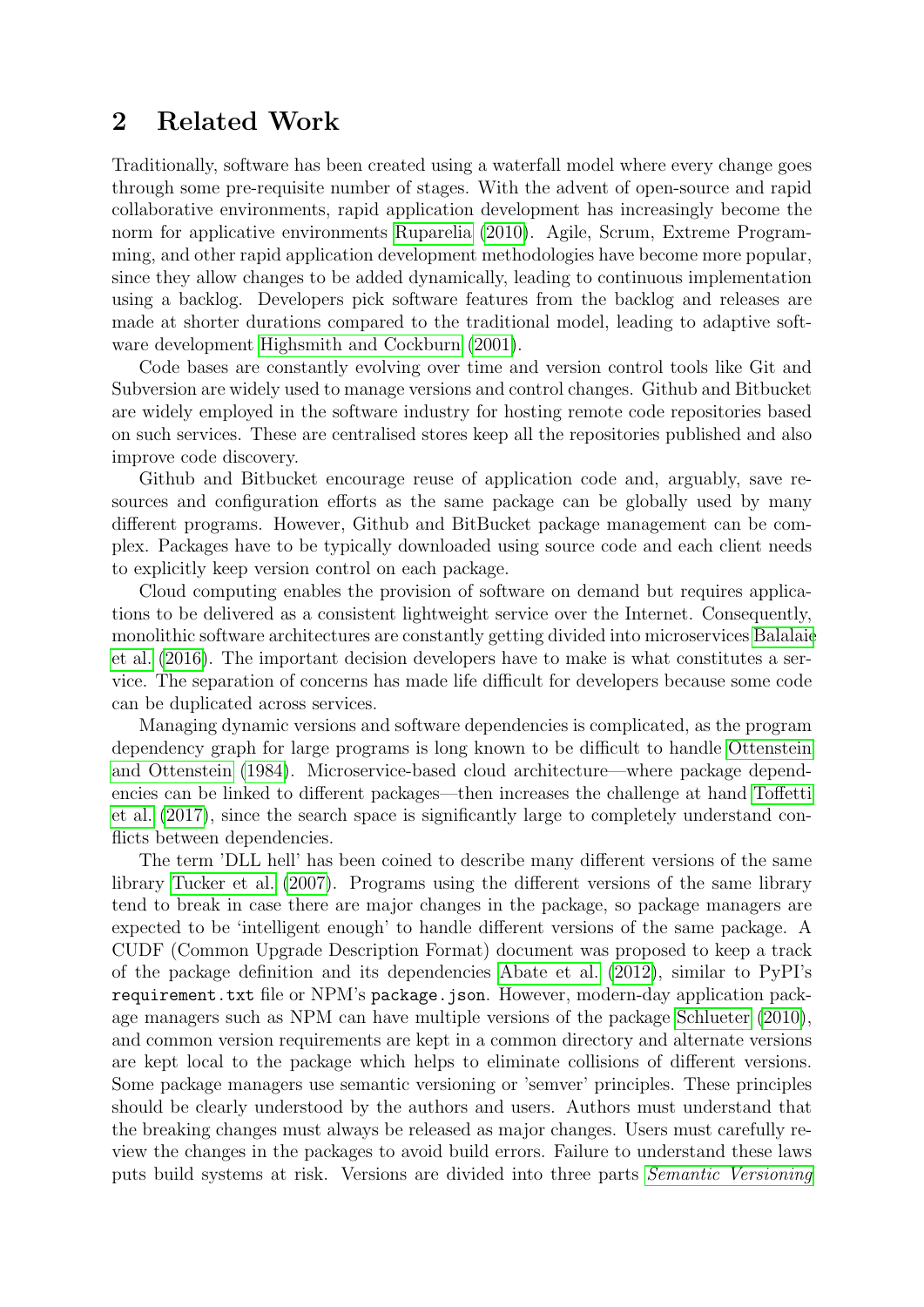## 2 Related Work

Traditionally, software has been created using a waterfall model where every change goes through some pre-requisite number of stages. With the advent of open-source and rapid collaborative environments, rapid application development has increasingly become the norm for applicative environments Ruparelia (2010). Agile, Scrum, Extreme Programming, and other rapid application development methodologies have become more popular, since they allow changes to be added dynamically, leading to continuous implementation using a backlog. Developers pick software features from the backlog and releases are made at shorter durations compared to the traditional model, leading to adaptive software development Highsmith and Cockburn (2001).

Code bases are constantly evolving over time and version control tools like Git and Subversion are widely used to manage versions and control changes. Github and Bitbucket are widely employed in the software industry for hosting remote code repositories based on such services. These are centralised stores keep all the repositories published and also improve code discovery.

Github and Bitbucket encourage reuse of application code and, arguably, save resources and configuration efforts as the same package can be globally used by many different programs. However, Github and BitBucket package management can be complex. Packages have to be typically downloaded using source code and each client needs to explicitly keep version control on each package.

Cloud computing enables the provision of software on demand but requires applications to be delivered as a consistent lightweight service over the Internet. Consequently, monolithic software architectures are constantly getting divided into microservices Balalaie et al. (2016). The important decision developers have to make is what constitutes a service. The separation of concerns has made life difficult for developers because some code can be duplicated across services.

Managing dynamic versions and software dependencies is complicated, as the program dependency graph for large programs is long known to be difficult to handle Ottenstein and Ottenstein (1984). Microservice-based cloud architecture—where package dependencies can be linked to different packages—then increases the challenge at hand Toffetti et al. (2017), since the search space is significantly large to completely understand conflicts between dependencies.

The term 'DLL hell' has been coined to describe many different versions of the same library Tucker et al. (2007). Programs using the different versions of the same library tend to break in case there are major changes in the package, so package managers are expected to be 'intelligent enough' to handle different versions of the same package. A CUDF (Common Upgrade Description Format) document was proposed to keep a track of the package definition and its dependencies Abate et al. (2012), similar to PyPI's `requirement.txt` file or NPM's `package.json`. However, modern-day application package managers such as NPM can have multiple versions of the package Schlueter (2010), and common version requirements are kept in a common directory and alternate versions are kept local to the package which helps to eliminate collisions of different versions. Some package managers use semantic versioning or 'semver' principles. These principles should be clearly understood by the authors and users. Authors must understand that the breaking changes must always be released as major changes. Users must carefully review the changes in the packages to avoid build errors. Failure to understand these laws puts build systems at risk. Versions are divided into three parts *Semantic Versioning*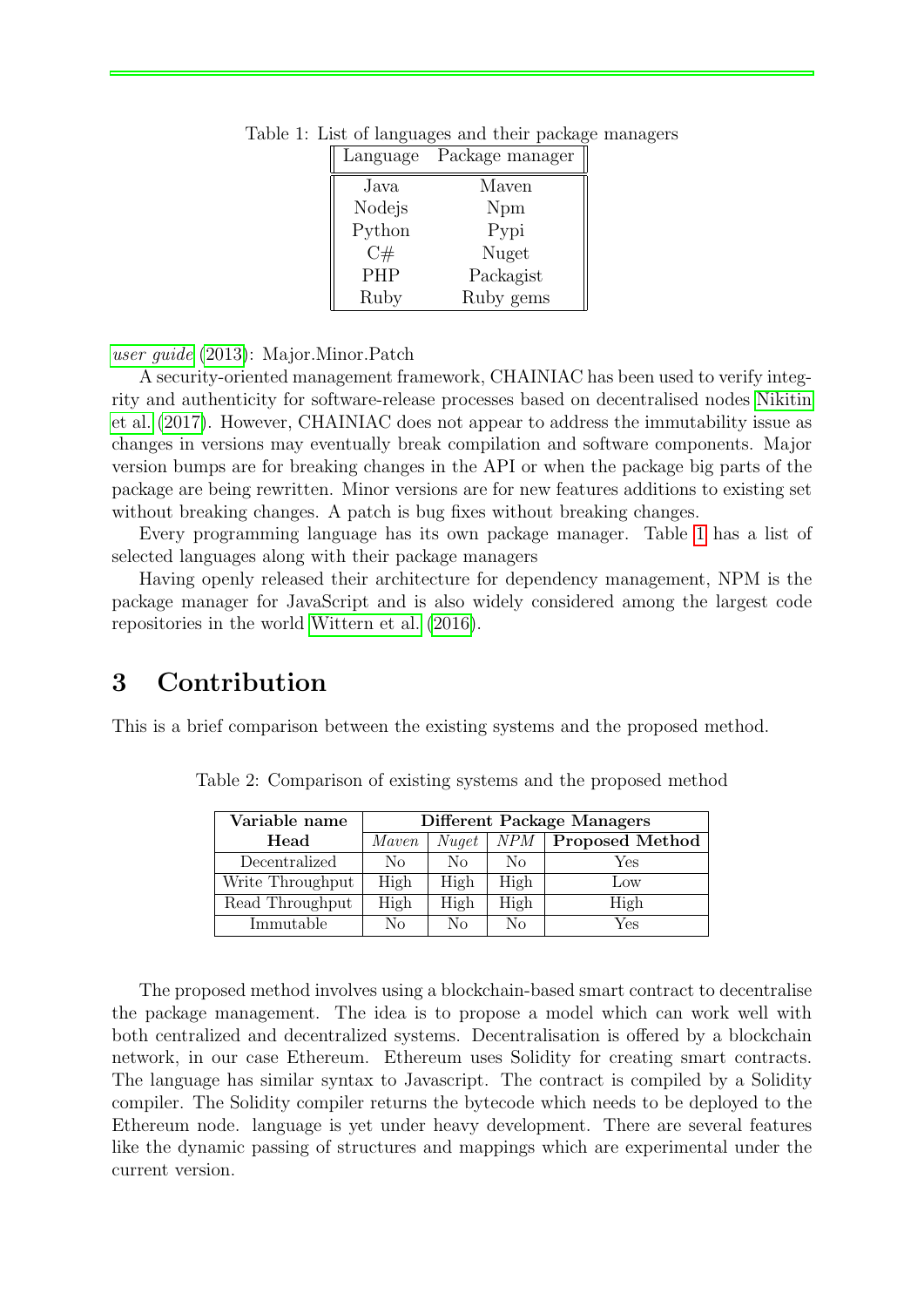Table 1: List of languages and their package managers

| Language | Package manager |
|---|---|
| Java | Maven |
| Nodejs | Npm |
| Python | Pypi |
| C# | Nuget |
| PHP | Packagist |
| Ruby | Ruby gems |

*user guide* (2013): Major.Minor.Patch

A security-oriented management framework, CHAINIAC has been used to verify integrity and authenticity for software-release processes based on decentralised nodes Nikitin et al. (2017). However, CHAINIAC does not appear to address the immutability issue as changes in versions may eventually break compilation and software components. Major version bumps are for breaking changes in the API or when the package big parts of the package are being rewritten. Minor versions are for new features additions to existing set without breaking changes. A patch is bug fixes without breaking changes.

Every programming language has its own package manager. Table 1 has a list of selected languages along with their package managers

Having openly released their architecture for dependency management, NPM is the package manager for JavaScript and is also widely considered among the largest code repositories in the world Wittern et al. (2016).

# 3 Contribution

This is a brief comparison between the existing systems and the proposed method.

Table 2: Comparison of existing systems and the proposed method

| **Variable name** | **Different Package Managers** | | | |
|---|---|---|---|---|
| **Head** | *Maven* | *Nuget* | *NPM* | **Proposed Method** |
| Decentralized | No | No | No | Yes |
| Write Throughput | High | High | High | Low |
| Read Throughput | High | High | High | High |
| Immutable | No | No | No | Yes |

The proposed method involves using a blockchain-based smart contract to decentralise the package management. The idea is to propose a model which can work well with both centralized and decentralized systems. Decentralisation is offered by a blockchain network, in our case Ethereum. Ethereum uses Solidity for creating smart contracts. The language has similar syntax to Javascript. The contract is compiled by a Solidity compiler. The Solidity compiler returns the bytecode which needs to be deployed to the Ethereum node. language is yet under heavy development. There are several features like the dynamic passing of structures and mappings which are experimental under the current version.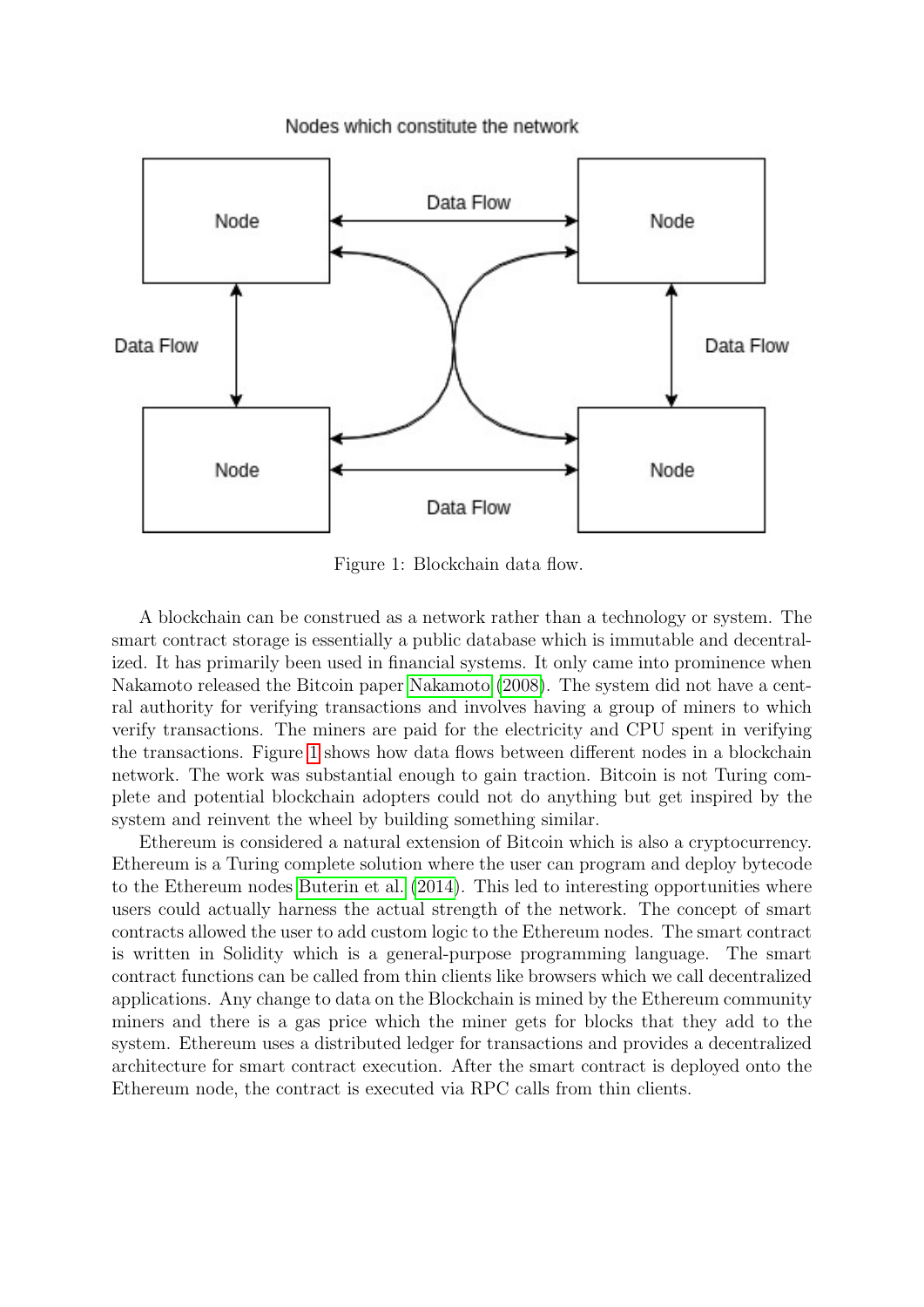Nodes which constitute the network

Figure 1: Blockchain data flow.

A blockchain can be construed as a network rather than a technology or system. The smart contract storage is essentially a public database which is immutable and decentralized. It has primarily been used in financial systems. It only came into prominence when Nakamoto released the Bitcoin paper Nakamoto (2008). The system did not have a central authority for verifying transactions and involves having a group of miners to which verify transactions. The miners are paid for the electricity and CPU spent in verifying the transactions. Figure 1 shows how data flows between different nodes in a blockchain network. The work was substantial enough to gain traction. Bitcoin is not Turing complete and potential blockchain adopters could not do anything but get inspired by the system and reinvent the wheel by building something similar.

Ethereum is considered a natural extension of Bitcoin which is also a cryptocurrency. Ethereum is a Turing complete solution where the user can program and deploy bytecode to the Ethereum nodes Buterin et al. (2014). This led to interesting opportunities where users could actually harness the actual strength of the network. The concept of smart contracts allowed the user to add custom logic to the Ethereum nodes. The smart contract is written in Solidity which is a general-purpose programming language. The smart contract functions can be called from thin clients like browsers which we call decentralized applications. Any change to data on the Blockchain is mined by the Ethereum community miners and there is a gas price which the miner gets for blocks that they add to the system. Ethereum uses a distributed ledger for transactions and provides a decentralized architecture for smart contract execution. After the smart contract is deployed onto the Ethereum node, the contract is executed via RPC calls from thin clients.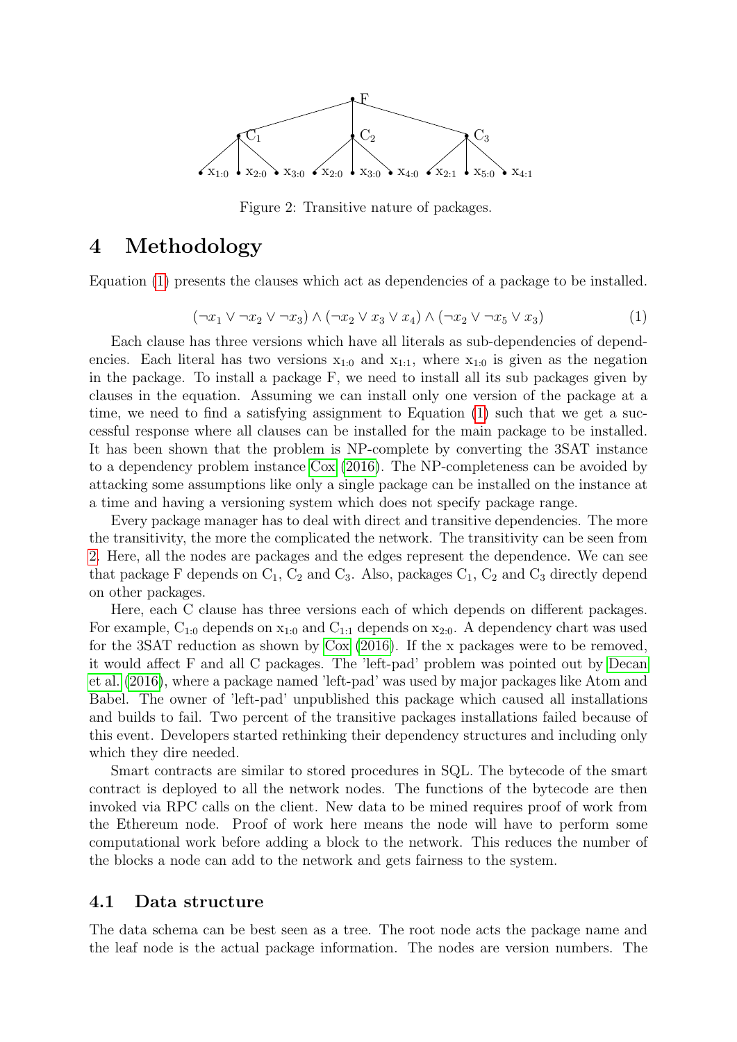Figure 2: Transitive nature of packages.

# 4 Methodology

Equation (1) presents the clauses which act as dependencies of a package to be installed.

$$(\neg x_1 \lor \neg x_2 \lor \neg x_3) \land (\neg x_2 \lor x_3 \lor x_4) \land (\neg x_2 \lor \neg x_5 \lor x_3) \tag{1}$$

Each clause has three versions which have all literals as sub-dependencies of dependencies. Each literal has two versions $x_{1:0}$ and $x_{1:1}$, where $x_{1:0}$ is given as the negation in the package. To install a package F, we need to install all its sub packages given by clauses in the equation. Assuming we can install only one version of the package at a time, we need to find a satisfying assignment to Equation (1) such that we get a successful response where all clauses can be installed for the main package to be installed. It has been shown that the problem is NP-complete by converting the 3SAT instance to a dependency problem instance Cox (2016). The NP-completeness can be avoided by attacking some assumptions like only a single package can be installed on the instance at a time and having a versioning system which does not specify package range.

Every package manager has to deal with direct and transitive dependencies. The more the transitivity, the more the complicated the network. The transitivity can be seen from 2. Here, all the nodes are packages and the edges represent the dependence. We can see that package F depends on $C_1$, $C_2$ and $C_3$. Also, packages $C_1$, $C_2$ and $C_3$ directly depend on other packages.

Here, each C clause has three versions each of which depends on different packages. For example, $C_{1:0}$ depends on $x_{1:0}$ and $C_{1:1}$ depends on $x_{2:0}$. A dependency chart was used for the 3SAT reduction as shown by Cox (2016). If the x packages were to be removed, it would affect F and all C packages. The 'left-pad' problem was pointed out by Decan et al. (2016), where a package named 'left-pad' was used by major packages like Atom and Babel. The owner of 'left-pad' unpublished this package which caused all installations and builds to fail. Two percent of the transitive packages installations failed because of this event. Developers started rethinking their dependency structures and including only which they dire needed.

Smart contracts are similar to stored procedures in SQL. The bytecode of the smart contract is deployed to all the network nodes. The functions of the bytecode are then invoked via RPC calls on the client. New data to be mined requires proof of work from the Ethereum node. Proof of work here means the node will have to perform some computational work before adding a block to the network. This reduces the number of the blocks a node can add to the network and gets fairness to the system.

## 4.1 Data structure

The data schema can be best seen as a tree. The root node acts the package name and the leaf node is the actual package information. The nodes are version numbers. The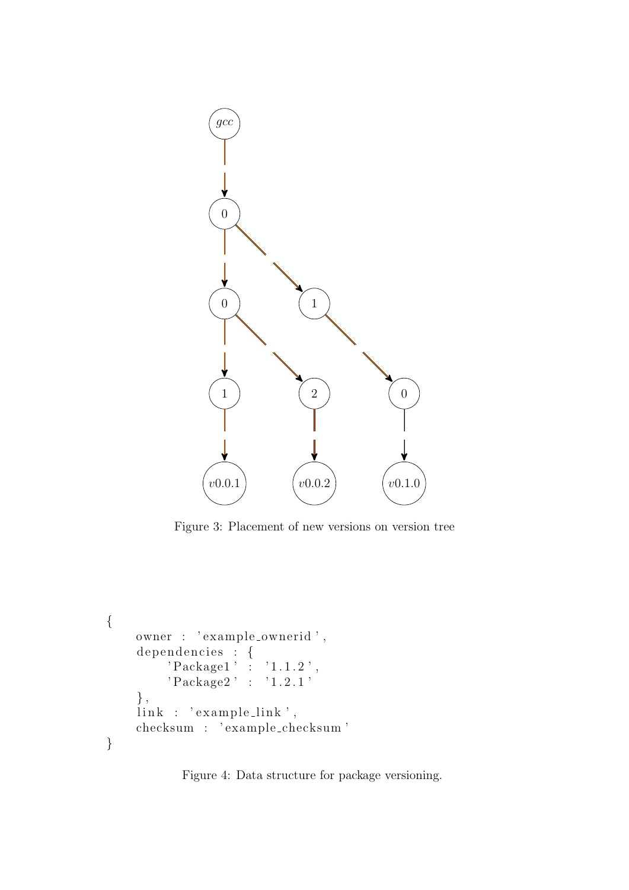Figure 3: Placement of new versions on version tree

```
{
    owner : 'example_ownerid',
    dependencies : {
        'Package1' : '1.1.2',
        'Package2' : '1.2.1'
    },
    link : 'example_link',
    checksum : 'example_checksum'
}
```

Figure 4: Data structure for package versioning.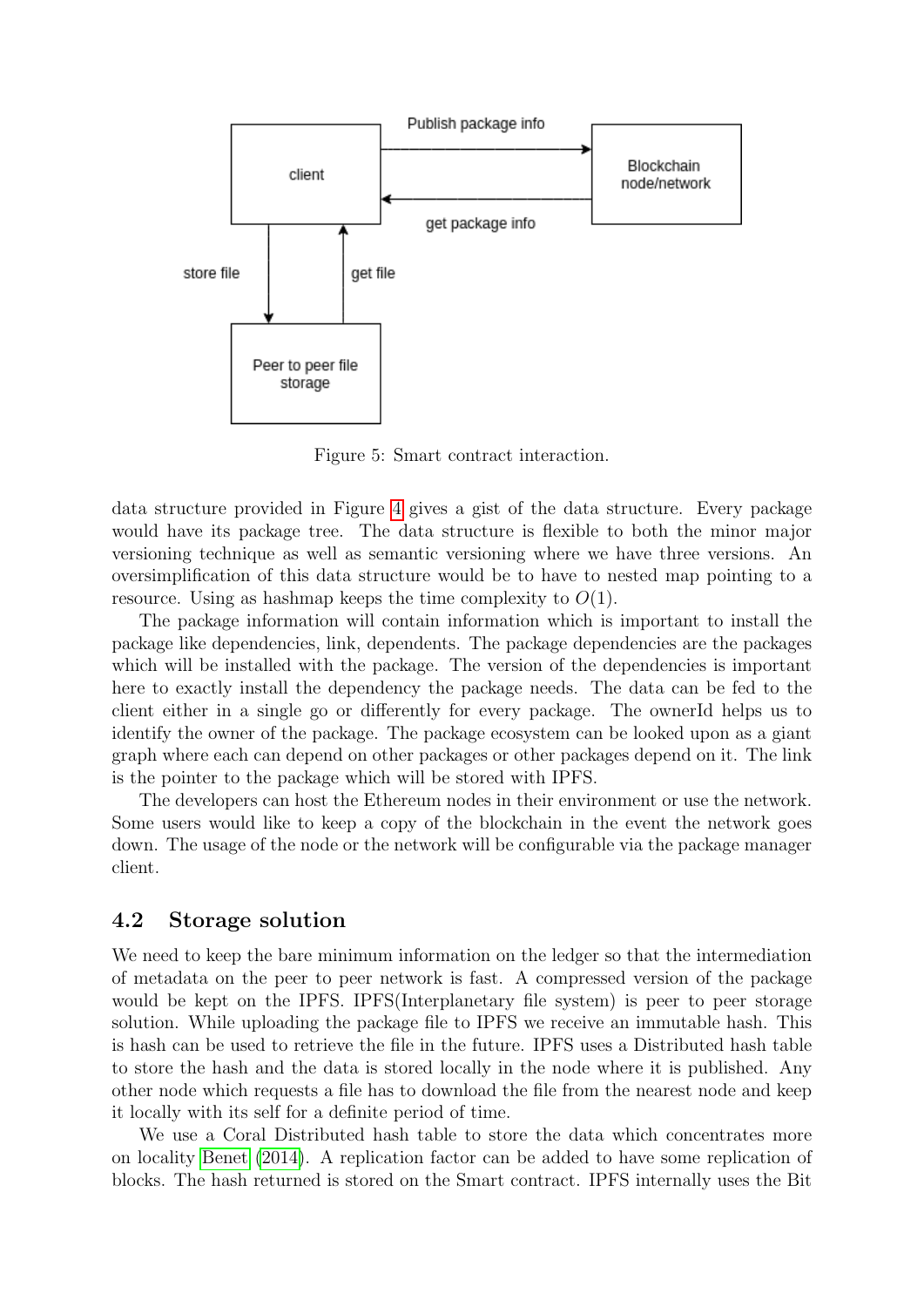Figure 5: Smart contract interaction.

data structure provided in Figure 4 gives a gist of the data structure. Every package would have its package tree. The data structure is flexible to both the minor major versioning technique as well as semantic versioning where we have three versions. An oversimplification of this data structure would be to have to nested map pointing to a resource. Using as hashmap keeps the time complexity to $O(1)$.

The package information will contain information which is important to install the package like dependencies, link, dependents. The package dependencies are the packages which will be installed with the package. The version of the dependencies is important here to exactly install the dependency the package needs. The data can be fed to the client either in a single go or differently for every package. The ownerId helps us to identify the owner of the package. The package ecosystem can be looked upon as a giant graph where each can depend on other packages or other packages depend on it. The link is the pointer to the package which will be stored with IPFS.

The developers can host the Ethereum nodes in their environment or use the network. Some users would like to keep a copy of the blockchain in the event the network goes down. The usage of the node or the network will be configurable via the package manager client.

## 4.2 Storage solution

We need to keep the bare minimum information on the ledger so that the intermediation of metadata on the peer to peer network is fast. A compressed version of the package would be kept on the IPFS. IPFS(Interplanetary file system) is peer to peer storage solution. While uploading the package file to IPFS we receive an immutable hash. This is hash can be used to retrieve the file in the future. IPFS uses a Distributed hash table to store the hash and the data is stored locally in the node where it is published. Any other node which requests a file has to download the file from the nearest node and keep it locally with its self for a definite period of time.

We use a Coral Distributed hash table to store the data which concentrates more on locality Benet (2014). A replication factor can be added to have some replication of blocks. The hash returned is stored on the Smart contract. IPFS internally uses the Bit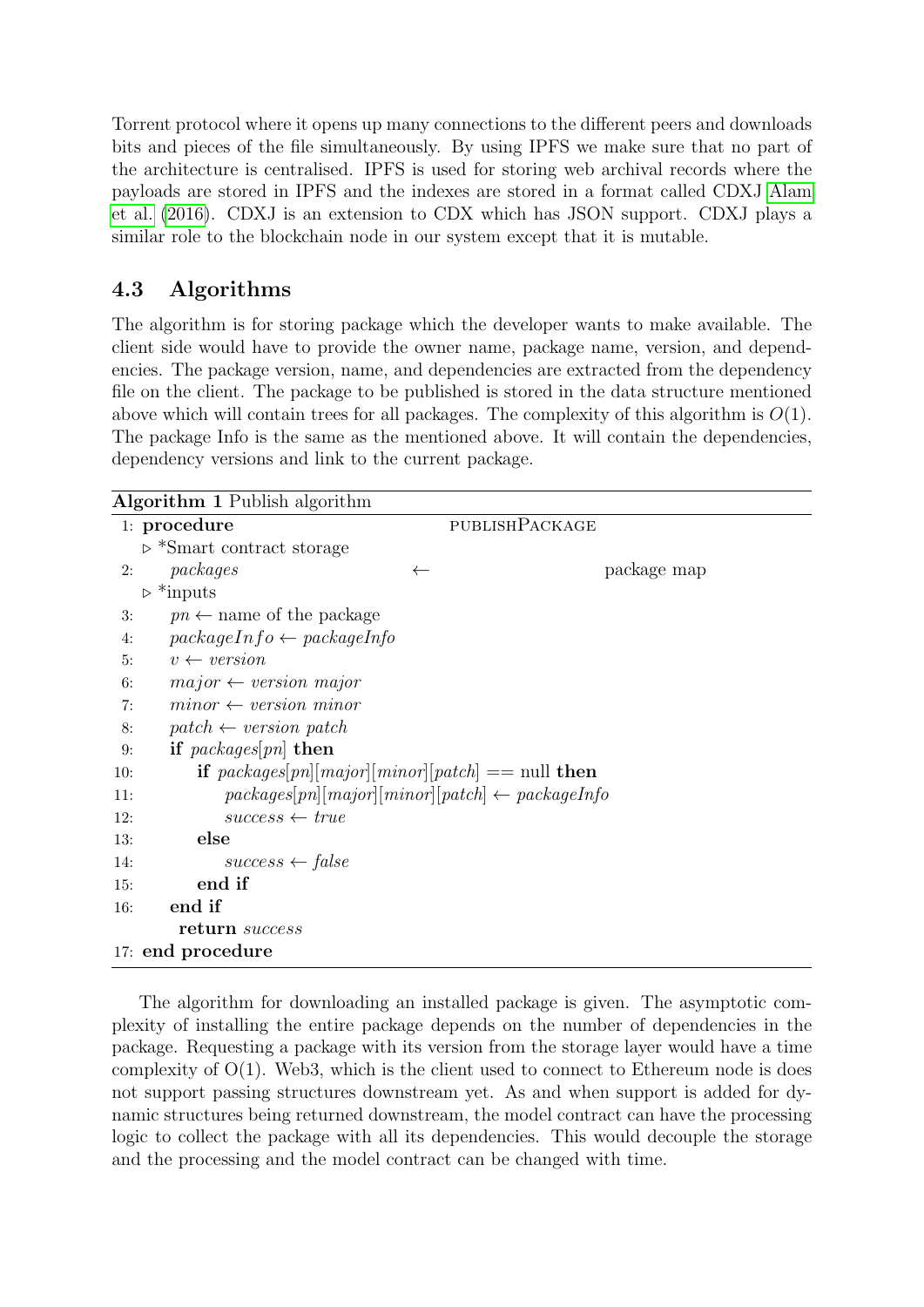Torrent protocol where it opens up many connections to the different peers and downloads bits and pieces of the file simultaneously. By using IPFS we make sure that no part of the architecture is centralised. IPFS is used for storing web archival records where the payloads are stored in IPFS and the indexes are stored in a format called CDXJ Alam et al. (2016). CDXJ is an extension to CDX which has JSON support. CDXJ plays a similar role to the blockchain node in our system except that it is mutable.

## 4.3 Algorithms

The algorithm is for storing package which the developer wants to make available. The client side would have to provide the owner name, package name, version, and dependencies. The package version, name, and dependencies are extracted from the dependency file on the client. The package to be published is stored in the data structure mentioned above which will contain trees for all packages. The complexity of this algorithm is $O(1)$. The package Info is the same as the mentioned above. It will contain the dependencies, dependency versions and link to the current package.

**Algorithm 1** Publish algorithm

```
1:  procedure publishPackage
        ▷ *Smart contract storage
2:      packages ← package map
        ▷ *inputs
3:      pn ← name of the package
4:      packageInfo ← packageInfo
5:      v ← version
6:      major ← version major
7:      minor ← version minor
8:      patch ← version patch
9:      if packages[pn] then
10:         if packages[pn][major][minor][patch] == null then
11:             packages[pn][major][minor][patch] ← packageInfo
12:             success ← true
13:         else
14:             success ← false
15:         end if
16:     end if
        return success
17: end procedure
```

The algorithm for downloading an installed package is given. The asymptotic complexity of installing the entire package depends on the number of dependencies in the package. Requesting a package with its version from the storage layer would have a time complexity of O(1). Web3, which is the client used to connect to Ethereum node is does not support passing structures downstream yet. As and when support is added for dynamic structures being returned downstream, the model contract can have the processing logic to collect the package with all its dependencies. This would decouple the storage and the processing and the model contract can be changed with time.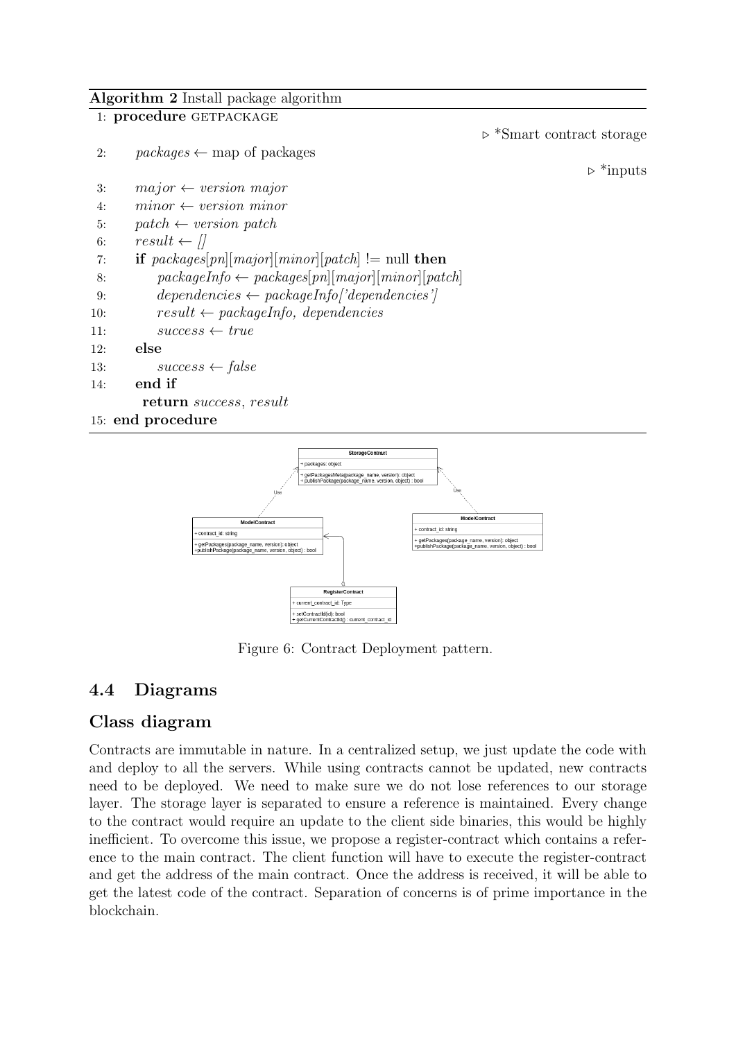**Algorithm 2** Install package algorithm

```
1: procedure GETPACKAGE
                                                    ▷ *Smart contract storage
2:     packages ← map of packages
                                                    ▷ *inputs
3:     major ← version major
4:     minor ← version minor
5:     patch ← version patch
6:     result ← []
7:     if packages[pn][major][minor][patch] != null then
8:         packageInfo ← packages[pn][major][minor][patch]
9:         dependencies ← packageInfo['dependencies']
10:        result ← packageInfo, dependencies
11:        success ← true
12:    else
13:        success ← false
14:    end if
       return success, result
15: end procedure
```

Figure 6: Contract Deployment pattern.

## 4.4 Diagrams

### Class diagram

Contracts are immutable in nature. In a centralized setup, we just update the code with and deploy to all the servers. While using contracts cannot be updated, new contracts need to be deployed. We need to make sure we do not lose references to our storage layer. The storage layer is separated to ensure a reference is maintained. Every change to the contract would require an update to the client side binaries, this would be highly inefficient. To overcome this issue, we propose a register-contract which contains a reference to the main contract. The client function will have to execute the register-contract and get the address of the main contract. Once the address is received, it will be able to get the latest code of the contract. Separation of concerns is of prime importance in the blockchain.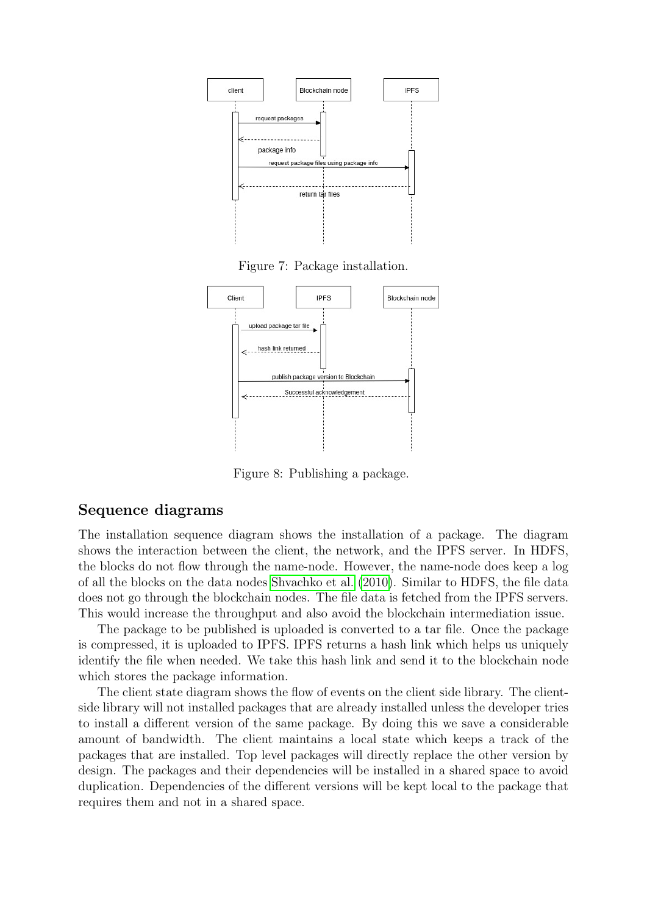Figure 7: Package installation.

Figure 8: Publishing a package.

## Sequence diagrams

The installation sequence diagram shows the installation of a package. The diagram shows the interaction between the client, the network, and the IPFS server. In HDFS, the blocks do not flow through the name-node. However, the name-node does keep a log of all the blocks on the data nodes Shvachko et al. (2010). Similar to HDFS, the file data does not go through the blockchain nodes. The file data is fetched from the IPFS servers. This would increase the throughput and also avoid the blockchain intermediation issue.

The package to be published is uploaded is converted to a tar file. Once the package is compressed, it is uploaded to IPFS. IPFS returns a hash link which helps us uniquely identify the file when needed. We take this hash link and send it to the blockchain node which stores the package information.

The client state diagram shows the flow of events on the client side library. The client-side library will not installed packages that are already installed unless the developer tries to install a different version of the same package. By doing this we save a considerable amount of bandwidth. The client maintains a local state which keeps a track of the packages that are installed. Top level packages will directly replace the other version by design. The packages and their dependencies will be installed in a shared space to avoid duplication. Dependencies of the different versions will be kept local to the package that requires them and not in a shared space.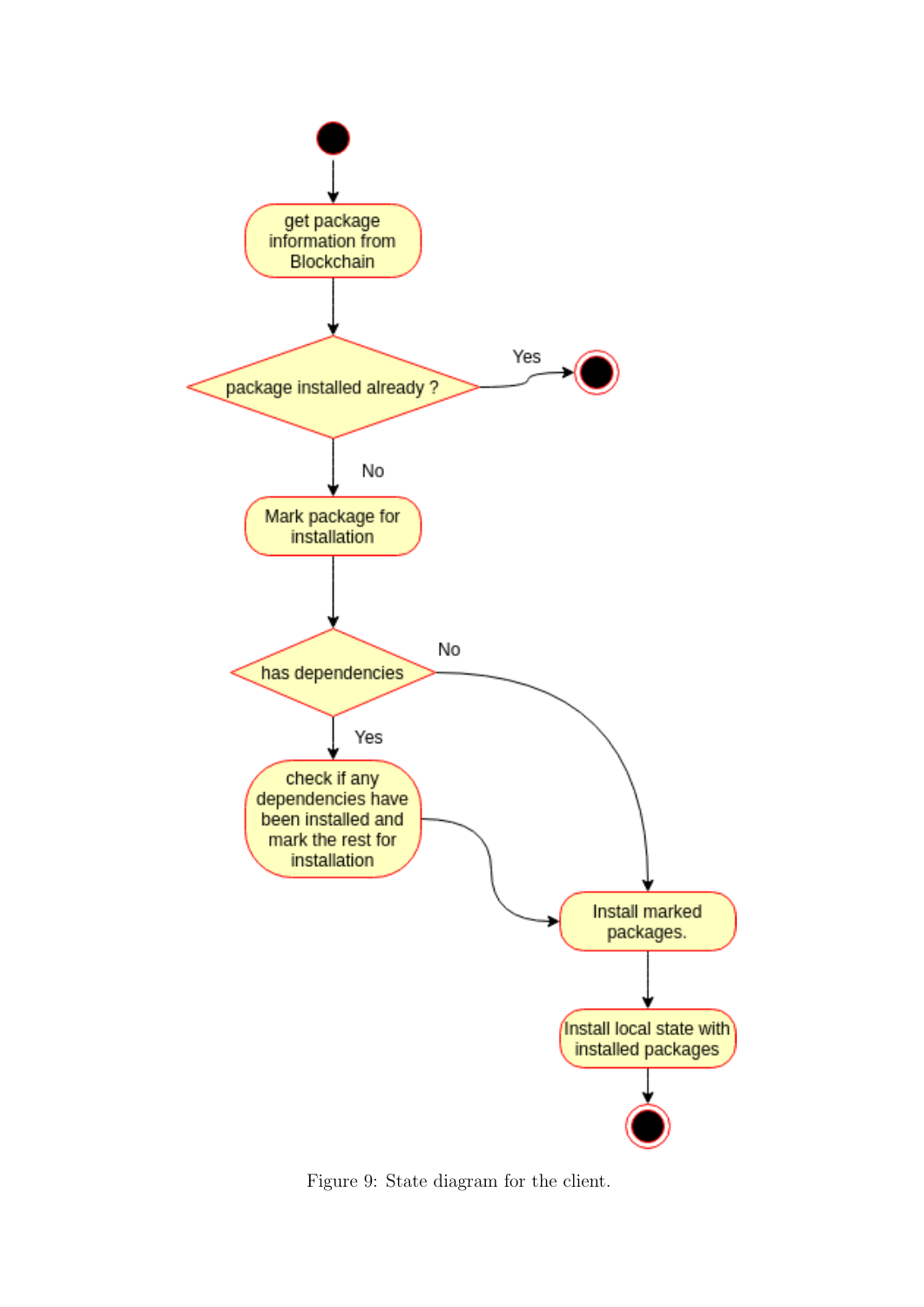Figure 9: State diagram for the client.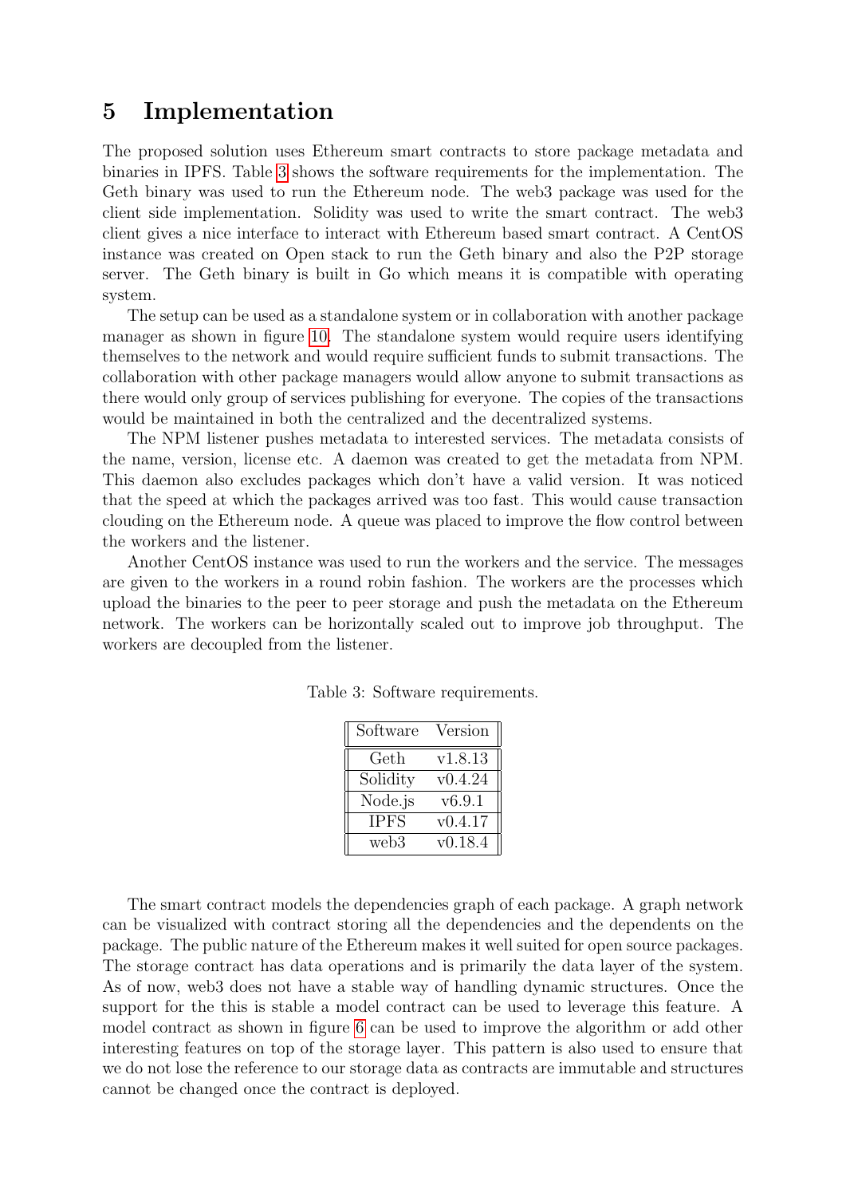## 5 Implementation

The proposed solution uses Ethereum smart contracts to store package metadata and binaries in IPFS. Table 3 shows the software requirements for the implementation. The Geth binary was used to run the Ethereum node. The web3 package was used for the client side implementation. Solidity was used to write the smart contract. The web3 client gives a nice interface to interact with Ethereum based smart contract. A CentOS instance was created on Open stack to run the Geth binary and also the P2P storage server. The Geth binary is built in Go which means it is compatible with operating system.

The setup can be used as a standalone system or in collaboration with another package manager as shown in figure 10. The standalone system would require users identifying themselves to the network and would require sufficient funds to submit transactions. The collaboration with other package managers would allow anyone to submit transactions as there would only group of services publishing for everyone. The copies of the transactions would be maintained in both the centralized and the decentralized systems.

The NPM listener pushes metadata to interested services. The metadata consists of the name, version, license etc. A daemon was created to get the metadata from NPM. This daemon also excludes packages which don't have a valid version. It was noticed that the speed at which the packages arrived was too fast. This would cause transaction clouding on the Ethereum node. A queue was placed to improve the flow control between the workers and the listener.

Another CentOS instance was used to run the workers and the service. The messages are given to the workers in a round robin fashion. The workers are the processes which upload the binaries to the peer to peer storage and push the metadata on the Ethereum network. The workers can be horizontally scaled out to improve job throughput. The workers are decoupled from the listener.

Table 3: Software requirements.

| Software | Version |
|---|---|
| Geth | v1.8.13 |
| Solidity | v0.4.24 |
| Node.js | v6.9.1 |
| IPFS | v0.4.17 |
| web3 | v0.18.4 |

The smart contract models the dependencies graph of each package. A graph network can be visualized with contract storing all the dependencies and the dependents on the package. The public nature of the Ethereum makes it well suited for open source packages. The storage contract has data operations and is primarily the data layer of the system. As of now, web3 does not have a stable way of handling dynamic structures. Once the support for the this is stable a model contract can be used to leverage this feature. A model contract as shown in figure 6 can be used to improve the algorithm or add other interesting features on top of the storage layer. This pattern is also used to ensure that we do not lose the reference to our storage data as contracts are immutable and structures cannot be changed once the contract is deployed.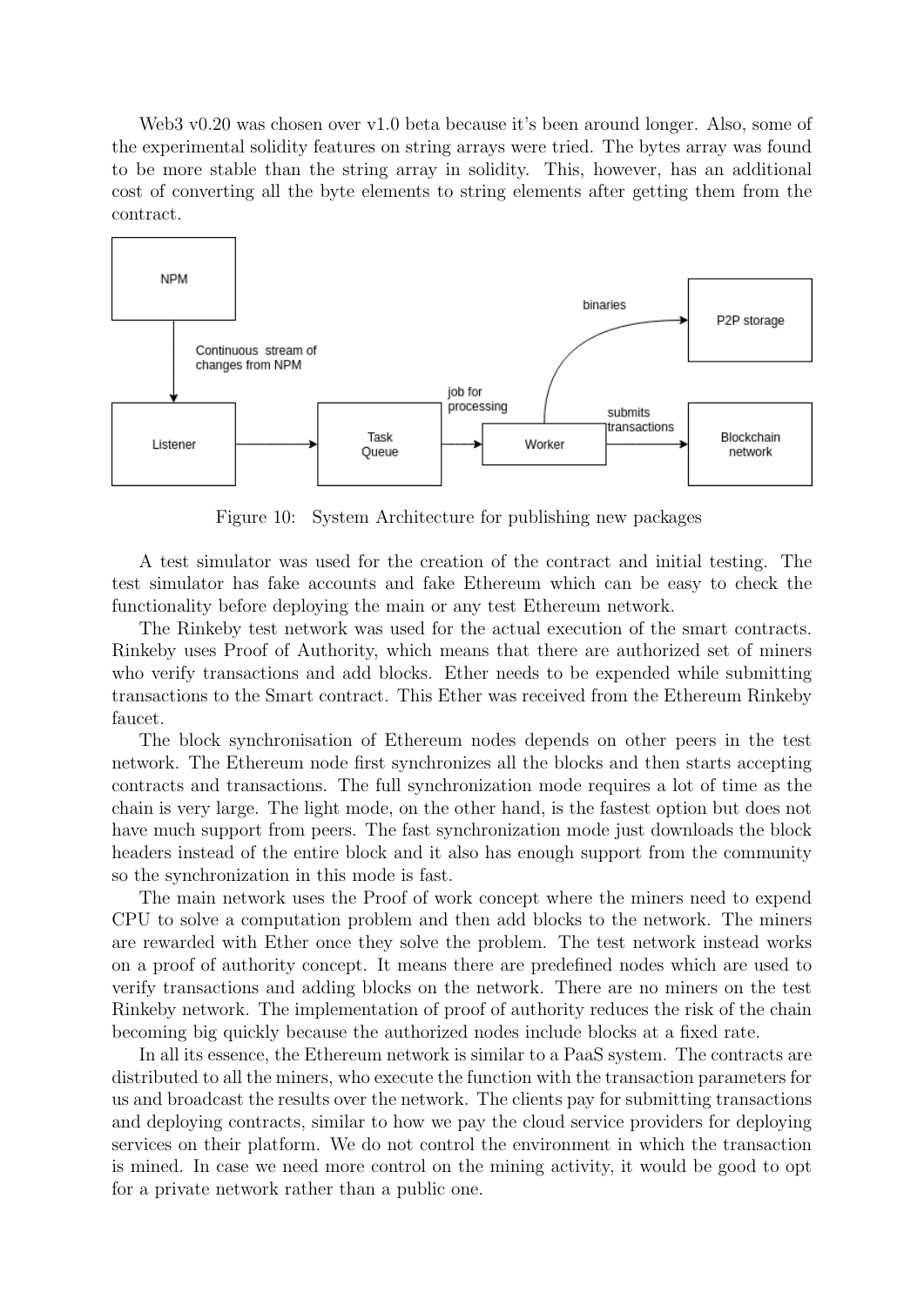Web3 v0.20 was chosen over v1.0 beta because it's been around longer. Also, some of the experimental solidity features on string arrays were tried. The bytes array was found to be more stable than the string array in solidity. This, however, has an additional cost of converting all the byte elements to string elements after getting them from the contract.

Figure 10: System Architecture for publishing new packages

A test simulator was used for the creation of the contract and initial testing. The test simulator has fake accounts and fake Ethereum which can be easy to check the functionality before deploying the main or any test Ethereum network.

The Rinkeby test network was used for the actual execution of the smart contracts. Rinkeby uses Proof of Authority, which means that there are authorized set of miners who verify transactions and add blocks. Ether needs to be expended while submitting transactions to the Smart contract. This Ether was received from the Ethereum Rinkeby faucet.

The block synchronisation of Ethereum nodes depends on other peers in the test network. The Ethereum node first synchronizes all the blocks and then starts accepting contracts and transactions. The full synchronization mode requires a lot of time as the chain is very large. The light mode, on the other hand, is the fastest option but does not have much support from peers. The fast synchronization mode just downloads the block headers instead of the entire block and it also has enough support from the community so the synchronization in this mode is fast.

The main network uses the Proof of work concept where the miners need to expend CPU to solve a computation problem and then add blocks to the network. The miners are rewarded with Ether once they solve the problem. The test network instead works on a proof of authority concept. It means there are predefined nodes which are used to verify transactions and adding blocks on the network. There are no miners on the test Rinkeby network. The implementation of proof of authority reduces the risk of the chain becoming big quickly because the authorized nodes include blocks at a fixed rate.

In all its essence, the Ethereum network is similar to a PaaS system. The contracts are distributed to all the miners, who execute the function with the transaction parameters for us and broadcast the results over the network. The clients pay for submitting transactions and deploying contracts, similar to how we pay the cloud service providers for deploying services on their platform. We do not control the environment in which the transaction is mined. In case we need more control on the mining activity, it would be good to opt for a private network rather than a public one.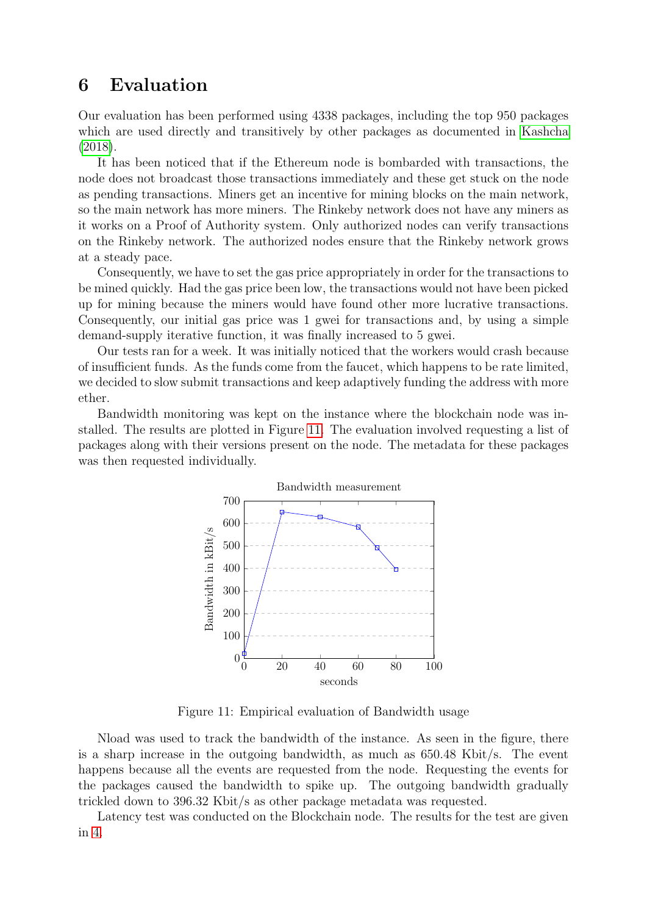# 6 Evaluation

Our evaluation has been performed using 4338 packages, including the top 950 packages which are used directly and transitively by other packages as documented in Kashcha (2018).

It has been noticed that if the Ethereum node is bombarded with transactions, the node does not broadcast those transactions immediately and these get stuck on the node as pending transactions. Miners get an incentive for mining blocks on the main network, so the main network has more miners. The Rinkeby network does not have any miners as it works on a Proof of Authority system. Only authorized nodes can verify transactions on the Rinkeby network. The authorized nodes ensure that the Rinkeby network grows at a steady pace.

Consequently, we have to set the gas price appropriately in order for the transactions to be mined quickly. Had the gas price been low, the transactions would not have been picked up for mining because the miners would have found other more lucrative transactions. Consequently, our initial gas price was 1 gwei for transactions and, by using a simple demand-supply iterative function, it was finally increased to 5 gwei.

Our tests ran for a week. It was initially noticed that the workers would crash because of insufficient funds. As the funds come from the faucet, which happens to be rate limited, we decided to slow submit transactions and keep adaptively funding the address with more ether.

Bandwidth monitoring was kept on the instance where the blockchain node was installed. The results are plotted in Figure 11. The evaluation involved requesting a list of packages along with their versions present on the node. The metadata for these packages was then requested individually.

Figure 11: Empirical evaluation of Bandwidth usage

Nload was used to track the bandwidth of the instance. As seen in the figure, there is a sharp increase in the outgoing bandwidth, as much as 650.48 Kbit/s. The event happens because all the events are requested from the node. Requesting the events for the packages caused the bandwidth to spike up. The outgoing bandwidth gradually trickled down to 396.32 Kbit/s as other package metadata was requested.

Latency test was conducted on the Blockchain node. The results for the test are given in 4.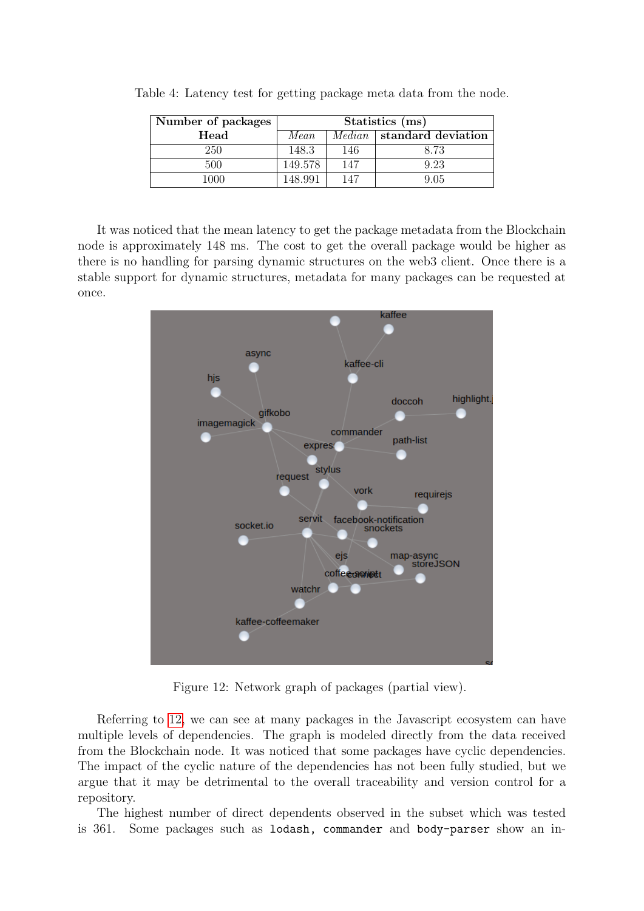Table 4: Latency test for getting package meta data from the node.

| **Number of packages Head** | **Statistics (ms)** | | |
|---|---|---|---|
| | *Mean* | *Median* | **standard deviation** |
| 250 | 148.3 | 146 | 8.73 |
| 500 | 149.578 | 147 | 9.23 |
| 1000 | 148.991 | 147 | 9.05 |

It was noticed that the mean latency to get the package metadata from the Blockchain node is approximately 148 ms. The cost to get the overall package would be higher as there is no handling for parsing dynamic structures on the web3 client. Once there is a stable support for dynamic structures, metadata for many packages can be requested at once.

Figure 12: Network graph of packages (partial view).

Referring to 12, we can see at many packages in the Javascript ecosystem can have multiple levels of dependencies. The graph is modeled directly from the data received from the Blockchain node. It was noticed that some packages have cyclic dependencies. The impact of the cyclic nature of the dependencies has not been fully studied, but we argue that it may be detrimental to the overall traceability and version control for a repository.

The highest number of direct dependents observed in the subset which was tested is 361. Some packages such as `lodash, commander` and `body-parser` show an in-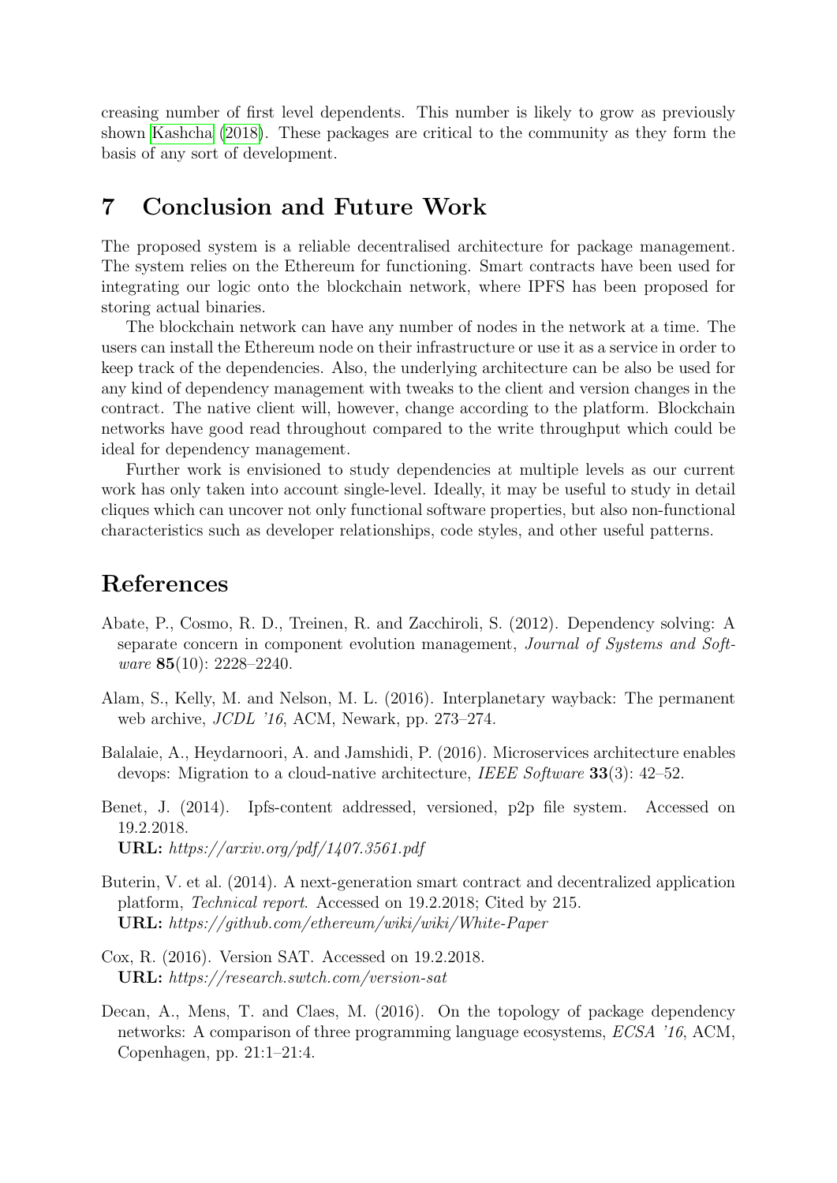creasing number of first level dependents. This number is likely to grow as previously shown Kashcha (2018). These packages are critical to the community as they form the basis of any sort of development.

## 7 Conclusion and Future Work

The proposed system is a reliable decentralised architecture for package management. The system relies on the Ethereum for functioning. Smart contracts have been used for integrating our logic onto the blockchain network, where IPFS has been proposed for storing actual binaries.

The blockchain network can have any number of nodes in the network at a time. The users can install the Ethereum node on their infrastructure or use it as a service in order to keep track of the dependencies. Also, the underlying architecture can be also be used for any kind of dependency management with tweaks to the client and version changes in the contract. The native client will, however, change according to the platform. Blockchain networks have good read throughout compared to the write throughput which could be ideal for dependency management.

Further work is envisioned to study dependencies at multiple levels as our current work has only taken into account single-level. Ideally, it may be useful to study in detail cliques which can uncover not only functional software properties, but also non-functional characteristics such as developer relationships, code styles, and other useful patterns.

## References

Abate, P., Cosmo, R. D., Treinen, R. and Zacchiroli, S. (2012). Dependency solving: A separate concern in component evolution management, *Journal of Systems and Software* **85**(10): 2228–2240.

Alam, S., Kelly, M. and Nelson, M. L. (2016). Interplanetary wayback: The permanent web archive, *JCDL '16*, ACM, Newark, pp. 273–274.

Balalaie, A., Heydarnoori, A. and Jamshidi, P. (2016). Microservices architecture enables devops: Migration to a cloud-native architecture, *IEEE Software* **33**(3): 42–52.

Benet, J. (2014). Ipfs-content addressed, versioned, p2p file system. Accessed on 19.2.2018.
**URL:** *https://arxiv.org/pdf/1407.3561.pdf*

Buterin, V. et al. (2014). A next-generation smart contract and decentralized application platform, *Technical report*. Accessed on 19.2.2018; Cited by 215.
**URL:** *https://github.com/ethereum/wiki/wiki/White-Paper*

Cox, R. (2016). Version SAT. Accessed on 19.2.2018.
**URL:** *https://research.swtch.com/version-sat*

Decan, A., Mens, T. and Claes, M. (2016). On the topology of package dependency networks: A comparison of three programming language ecosystems, *ECSA '16*, ACM, Copenhagen, pp. 21:1–21:4.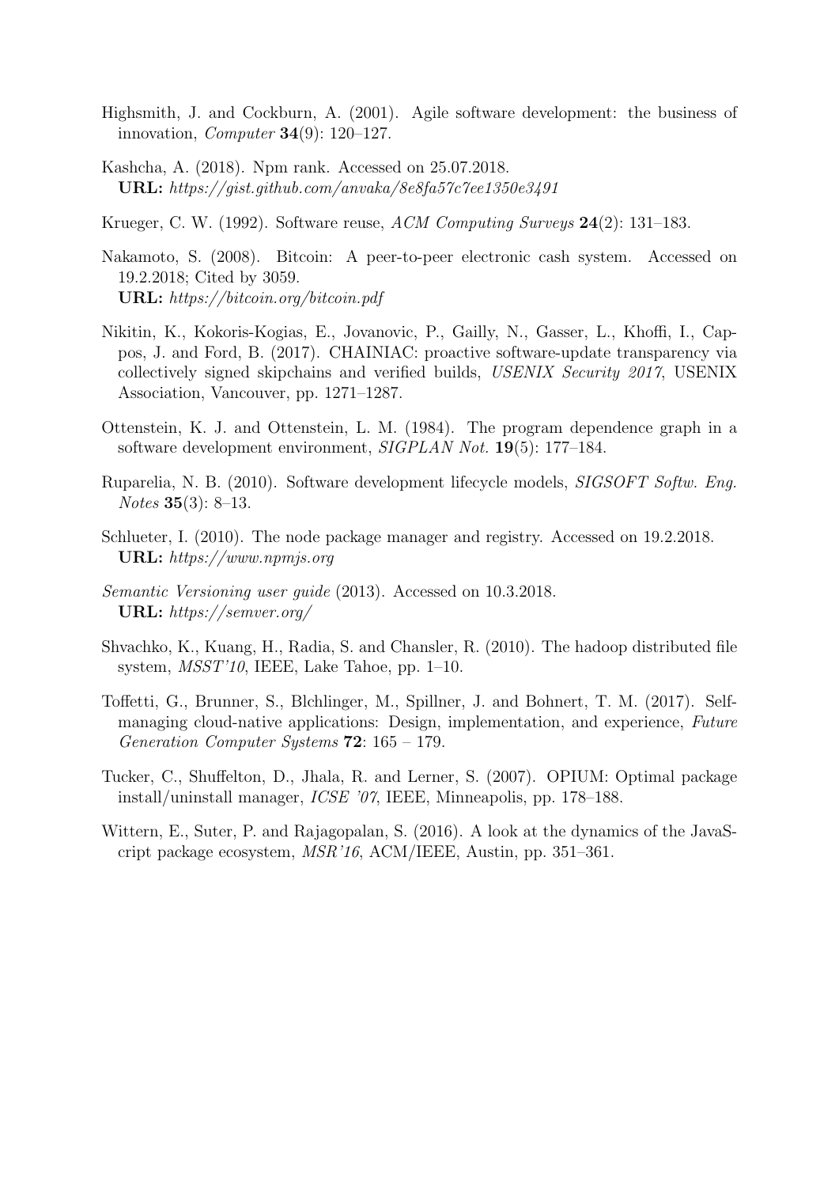Highsmith, J. and Cockburn, A. (2001). Agile software development: the business of innovation, *Computer* **34**(9): 120–127.

Kashcha, A. (2018). Npm rank. Accessed on 25.07.2018.
**URL:** *https://gist.github.com/anvaka/8e8fa57c7ee1350e3491*

Krueger, C. W. (1992). Software reuse, *ACM Computing Surveys* **24**(2): 131–183.

Nakamoto, S. (2008). Bitcoin: A peer-to-peer electronic cash system. Accessed on 19.2.2018; Cited by 3059.
**URL:** *https://bitcoin.org/bitcoin.pdf*

Nikitin, K., Kokoris-Kogias, E., Jovanovic, P., Gailly, N., Gasser, L., Khoffi, I., Cappos, J. and Ford, B. (2017). CHAINIAC: proactive software-update transparency via collectively signed skipchains and verified builds, *USENIX Security 2017*, USENIX Association, Vancouver, pp. 1271–1287.

Ottenstein, K. J. and Ottenstein, L. M. (1984). The program dependence graph in a software development environment, *SIGPLAN Not.* **19**(5): 177–184.

Ruparelia, N. B. (2010). Software development lifecycle models, *SIGSOFT Softw. Eng. Notes* **35**(3): 8–13.

Schlueter, I. (2010). The node package manager and registry. Accessed on 19.2.2018.
**URL:** *https://www.npmjs.org*

*Semantic Versioning user guide* (2013). Accessed on 10.3.2018.
**URL:** *https://semver.org/*

Shvachko, K., Kuang, H., Radia, S. and Chansler, R. (2010). The hadoop distributed file system, *MSST'10*, IEEE, Lake Tahoe, pp. 1–10.

Toffetti, G., Brunner, S., Blchlinger, M., Spillner, J. and Bohnert, T. M. (2017). Self-managing cloud-native applications: Design, implementation, and experience, *Future Generation Computer Systems* **72**: 165 – 179.

Tucker, C., Shuffelton, D., Jhala, R. and Lerner, S. (2007). OPIUM: Optimal package install/uninstall manager, *ICSE '07*, IEEE, Minneapolis, pp. 178–188.

Wittern, E., Suter, P. and Rajagopalan, S. (2016). A look at the dynamics of the JavaScript package ecosystem, *MSR'16*, ACM/IEEE, Austin, pp. 351–361.